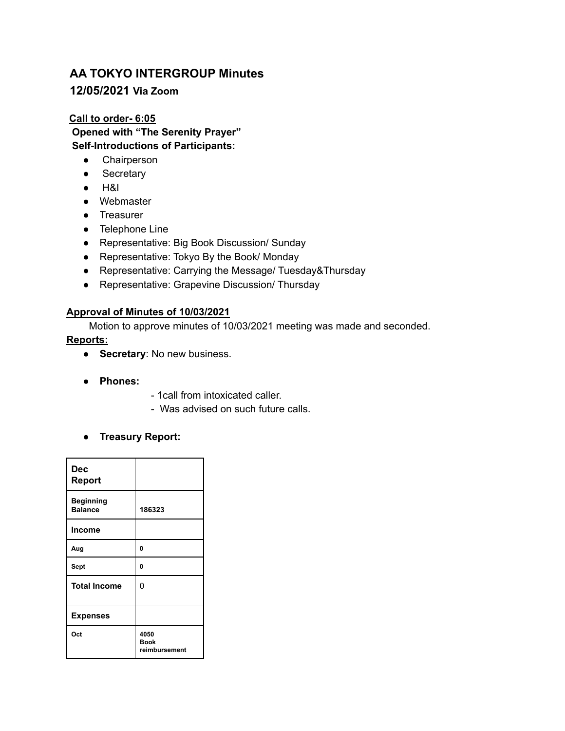# AA TOKYO INTERGROUP Minutes

## 12/05/2021 Via Zoom

**Call to order- 6:05**

**Opened with "The Serenity Prayer"**

**Self-Introductions of Participants:**

- Chairperson
- Secretary
- H&I
- Webmaster
- Treasurer
- Telephone Line
- Representative: Big Book Discussion/ Sunday
- Representative: Tokyo By the Book/ Monday
- Representative: Carrying the Message/ Tuesday&Thursday
- Representative: Grapevine Discussion/ Thursday

**Approval of Minutes of 10/03/2021**

Motion to approve minutes of 10/03/2021 meeting was made and seconded.

**Reports:**

- **Secretary**: No new business.

- **Phones:**
  - 1call from intoxicated caller.
  - Was advised on such future calls.

- **Treasury Report:**

| **Dec Report** | |
|---|---|
| **Beginning Balance** | **186323** |
| **Income** | |
| **Aug** | **0** |
| **Sept** | **0** |
| **Total Income** | 0 |
| **Expenses** | |
| **Oct** | **4050 Book reimbursement** |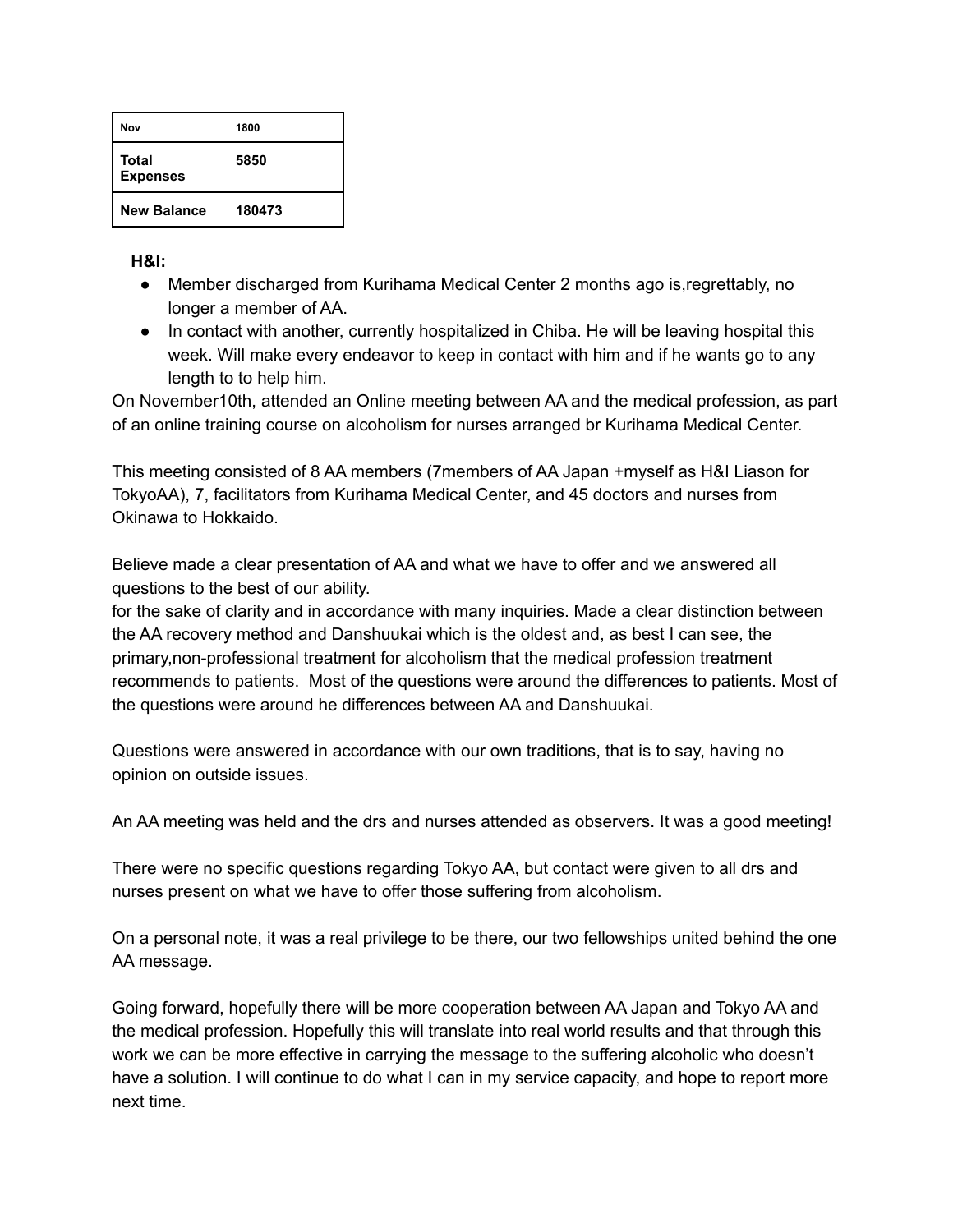| Nov | 1800 |
|---|---|
| **Total Expenses** | **5850** |
| **New Balance** | **180473** |

**H&I:**

- Member discharged from Kurihama Medical Center 2 months ago is,regrettably, no longer a member of AA.
- In contact with another, currently hospitalized in Chiba. He will be leaving hospital this week. Will make every endeavor to keep in contact with him and if he wants go to any length to to help him.

On November10th, attended an Online meeting between AA and the medical profession, as part of an online training course on alcoholism for nurses arranged br Kurihama Medical Center.

This meeting consisted of 8 AA members (7members of AA Japan +myself as H&I Liason for TokyoAA), 7, facilitators from Kurihama Medical Center, and 45 doctors and nurses from Okinawa to Hokkaido.

Believe made a clear presentation of AA and what we have to offer and we answered all questions to the best of our ability.
for the sake of clarity and in accordance with many inquiries. Made a clear distinction between the AA recovery method and Danshuukai which is the oldest and, as best I can see, the primary,non-professional treatment for alcoholism that the medical profession treatment recommends to patients. Most of the questions were around the differences to patients. Most of the questions were around he differences between AA and Danshuukai.

Questions were answered in accordance with our own traditions, that is to say, having no opinion on outside issues.

An AA meeting was held and the drs and nurses attended as observers. It was a good meeting!

There were no specific questions regarding Tokyo AA, but contact were given to all drs and nurses present on what we have to offer those suffering from alcoholism.

On a personal note, it was a real privilege to be there, our two fellowships united behind the one AA message.

Going forward, hopefully there will be more cooperation between AA Japan and Tokyo AA and the medical profession. Hopefully this will translate into real world results and that through this work we can be more effective in carrying the message to the suffering alcoholic who doesn't have a solution. I will continue to do what I can in my service capacity, and hope to report more next time.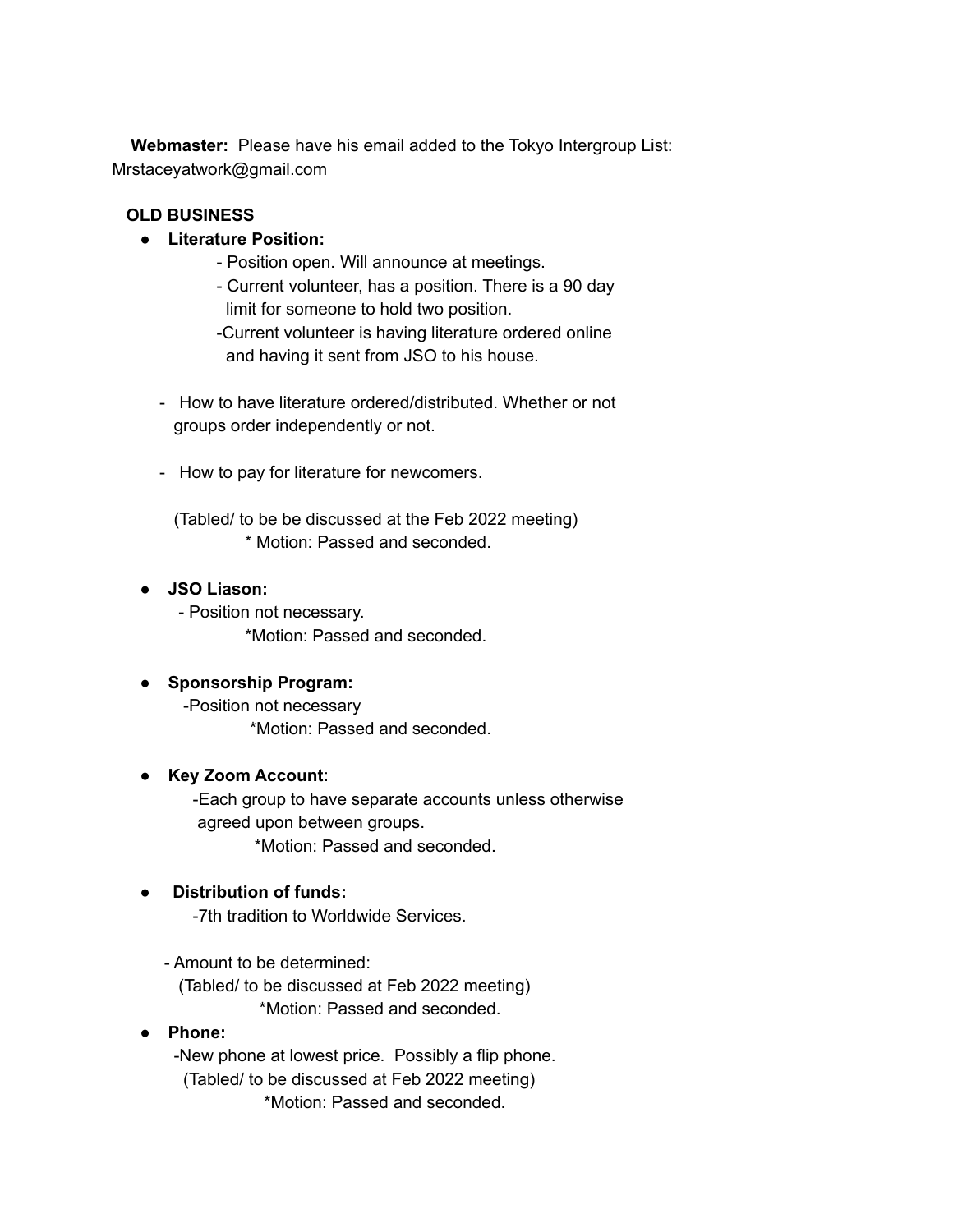**Webmaster:** Please have his email added to the Tokyo Intergroup List: Mrstaceyatwork@gmail.com

**OLD BUSINESS**

- **Literature Position:**
  - Position open. Will announce at meetings.
  - Current volunteer, has a position. There is a 90 day limit for someone to hold two position.
  - Current volunteer is having literature ordered online and having it sent from JSO to his house.

  - How to have literature ordered/distributed. Whether or not groups order independently or not.

  - How to pay for literature for newcomers.

  (Tabled/ to be be discussed at the Feb 2022 meeting)
  * Motion: Passed and seconded.

- **JSO Liason:**
  - Position not necessary.
  *Motion: Passed and seconded.

- **Sponsorship Program:**
  - Position not necessary
  *Motion: Passed and seconded.

- **Key Zoom Account**:
  - Each group to have separate accounts unless otherwise agreed upon between groups.
  *Motion: Passed and seconded.

- **Distribution of funds:**
  - 7th tradition to Worldwide Services.

  - Amount to be determined:
  (Tabled/ to be discussed at Feb 2022 meeting)
  *Motion: Passed and seconded.

- **Phone:**
  - New phone at lowest price. Possibly a flip phone.
  (Tabled/ to be discussed at Feb 2022 meeting)
  *Motion: Passed and seconded.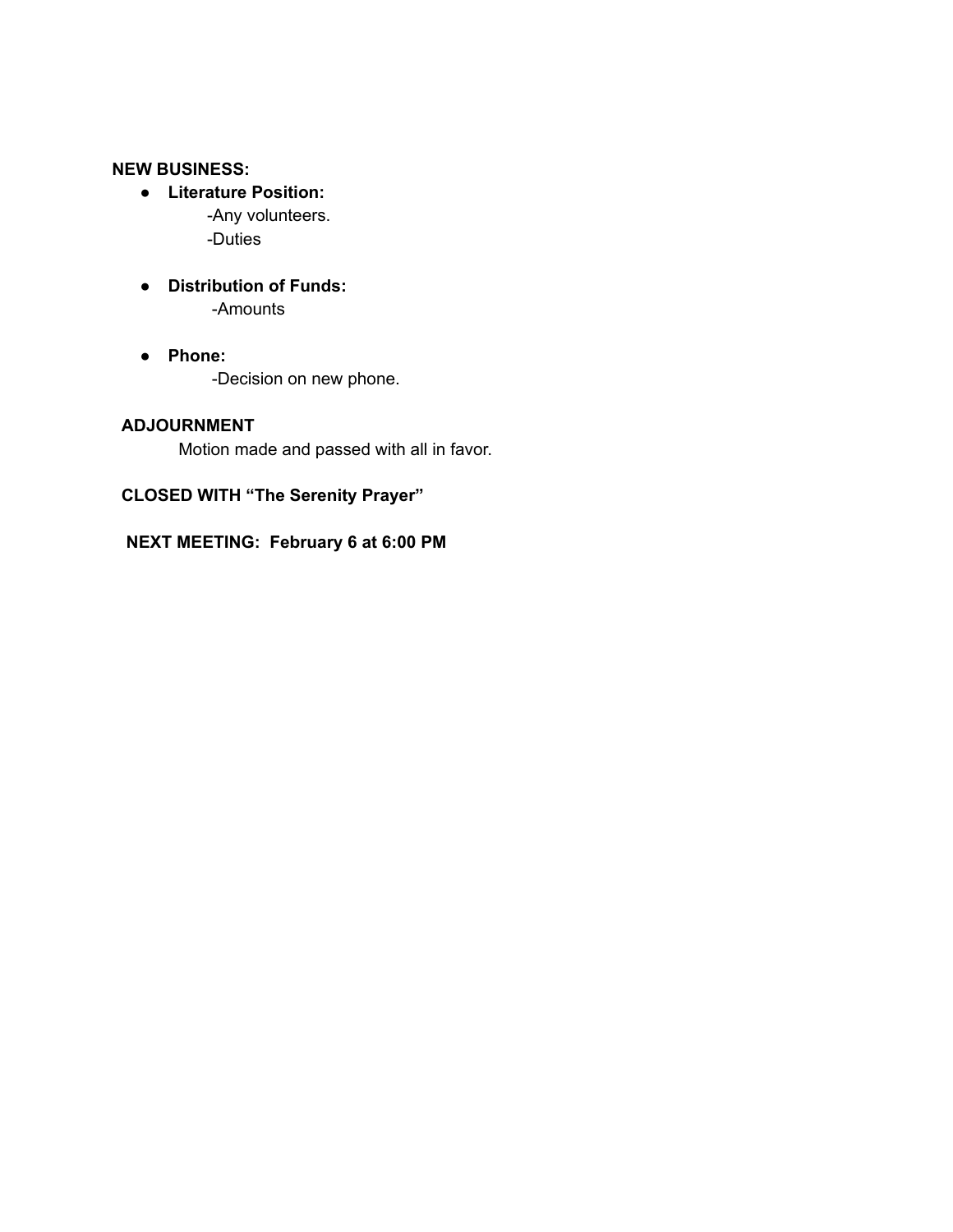**NEW BUSINESS:**

- **Literature Position:**
  - -Any volunteers.
  - -Duties

- **Distribution of Funds:**
  - -Amounts

- **Phone:**
  - -Decision on new phone.

**ADJOURNMENT**

Motion made and passed with all in favor.

**CLOSED WITH "The Serenity Prayer"**

**NEXT MEETING: February 6 at 6:00 PM**